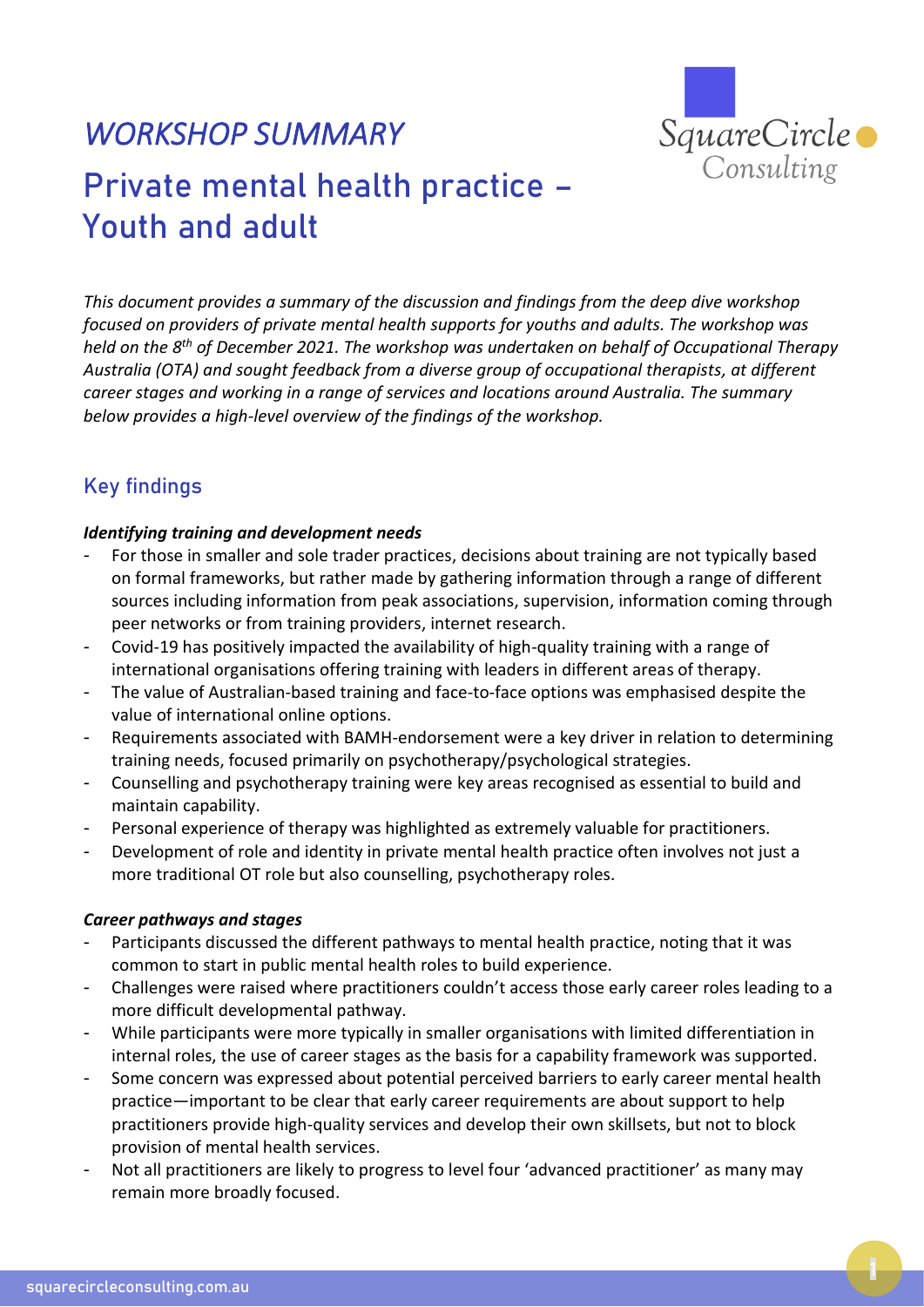# *WORKSHOP SUMMARY*

# Private mental health practice – Youth and adult

*This document provides a summary of the discussion and findings from the deep dive workshop focused on providers of private mental health supports for youths and adults. The workshop was held on the 8th of December 2021. The workshop was undertaken on behalf of Occupational Therapy Australia (OTA) and sought feedback from a diverse group of occupational therapists, at different career stages and working in a range of services and locations around Australia. The summary below provides a high-level overview of the findings of the workshop.*

## Key findings

#### *Identifying training and development needs*

- For those in smaller and sole trader practices, decisions about training are not typically based on formal frameworks, but rather made by gathering information through a range of different sources including information from peak associations, supervision, information coming through peer networks or from training providers, internet research.
- Covid-19 has positively impacted the availability of high-quality training with a range of international organisations offering training with leaders in different areas of therapy.
- The value of Australian-based training and face-to-face options was emphasised despite the value of international online options.
- Requirements associated with BAMH-endorsement were a key driver in relation to determining training needs, focused primarily on psychotherapy/psychological strategies.
- Counselling and psychotherapy training were key areas recognised as essential to build and maintain capability.
- Personal experience of therapy was highlighted as extremely valuable for practitioners.
- Development of role and identity in private mental health practice often involves not just a more traditional OT role but also counselling, psychotherapy roles.

#### *Career pathways and stages*

- Participants discussed the different pathways to mental health practice, noting that it was common to start in public mental health roles to build experience.
- Challenges were raised where practitioners couldn't access those early career roles leading to a more difficult developmental pathway.
- While participants were more typically in smaller organisations with limited differentiation in internal roles, the use of career stages as the basis for a capability framework was supported.
- Some concern was expressed about potential perceived barriers to early career mental health practice—important to be clear that early career requirements are about support to help practitioners provide high-quality services and develop their own skillsets, but not to block provision of mental health services.
- Not all practitioners are likely to progress to level four 'advanced practitioner' as many may remain more broadly focused.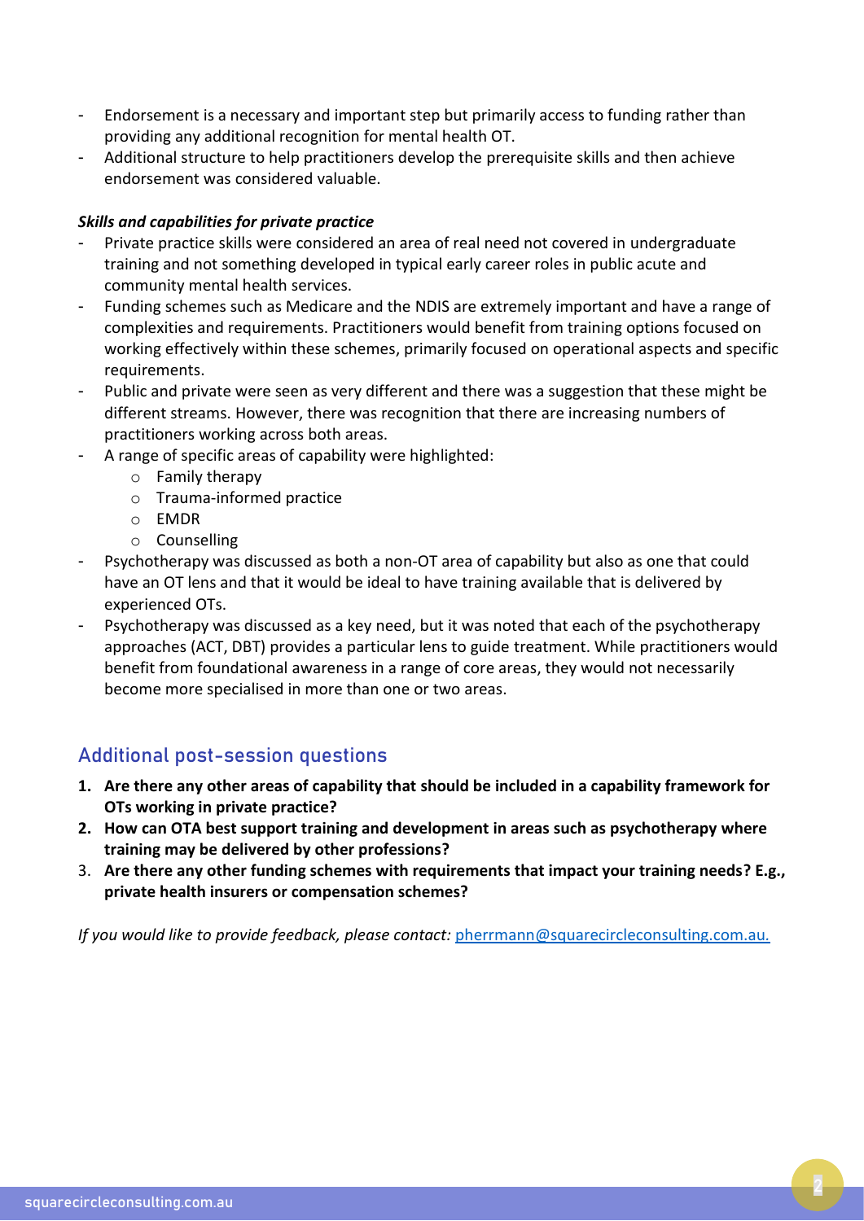- Endorsement is a necessary and important step but primarily access to funding rather than providing any additional recognition for mental health OT.
- Additional structure to help practitioners develop the prerequisite skills and then achieve endorsement was considered valuable.

***Skills and capabilities for private practice***

- Private practice skills were considered an area of real need not covered in undergraduate training and not something developed in typical early career roles in public acute and community mental health services.
- Funding schemes such as Medicare and the NDIS are extremely important and have a range of complexities and requirements. Practitioners would benefit from training options focused on working effectively within these schemes, primarily focused on operational aspects and specific requirements.
- Public and private were seen as very different and there was a suggestion that these might be different streams. However, there was recognition that there are increasing numbers of practitioners working across both areas.
- A range of specific areas of capability were highlighted:
    - Family therapy
    - Trauma-informed practice
    - EMDR
    - Counselling
- Psychotherapy was discussed as both a non-OT area of capability but also as one that could have an OT lens and that it would be ideal to have training available that is delivered by experienced OTs.
- Psychotherapy was discussed as a key need, but it was noted that each of the psychotherapy approaches (ACT, DBT) provides a particular lens to guide treatment. While practitioners would benefit from foundational awareness in a range of core areas, they would not necessarily become more specialised in more than one or two areas.

## Additional post-session questions

1. **Are there any other areas of capability that should be included in a capability framework for OTs working in private practice?**
2. **How can OTA best support training and development in areas such as psychotherapy where training may be delivered by other professions?**
3. **Are there any other funding schemes with requirements that impact your training needs? E.g., private health insurers or compensation schemes?**

*If you would like to provide feedback, please contact:* pherrmann@squarecircleconsulting.com.au.